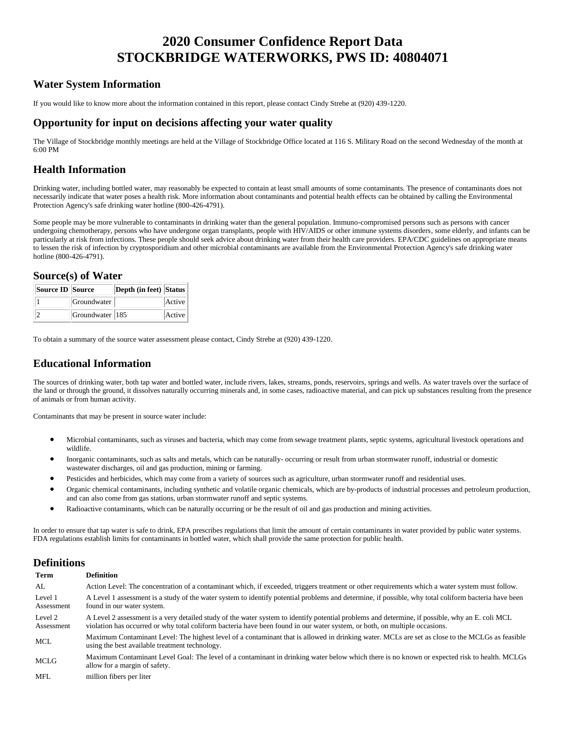# 2020 Consumer Confidence Report Data
# STOCKBRIDGE WATERWORKS, PWS ID: 40804071

## Water System Information

If you would like to know more about the information contained in this report, please contact Cindy Strebe at (920) 439-1220.

## Opportunity for input on decisions affecting your water quality

The Village of Stockbridge monthly meetings are held at the Village of Stockbridge Office located at 116 S. Military Road on the second Wednesday of the month at 6:00 PM

## Health Information

Drinking water, including bottled water, may reasonably be expected to contain at least small amounts of some contaminants. The presence of contaminants does not necessarily indicate that water poses a health risk. More information about contaminants and potential health effects can be obtained by calling the Environmental Protection Agency's safe drinking water hotline (800-426-4791).

Some people may be more vulnerable to contaminants in drinking water than the general population. Immuno-compromised persons such as persons with cancer undergoing chemotherapy, persons who have undergone organ transplants, people with HIV/AIDS or other immune systems disorders, some elderly, and infants can be particularly at risk from infections. These people should seek advice about drinking water from their health care providers. EPA/CDC guidelines on appropriate means to lessen the risk of infection by cryptosporidium and other microbial contaminants are available from the Environmental Protection Agency's safe drinking water hotline (800-426-4791).

## Source(s) of Water

| Source ID | Source | Depth (in feet) | Status |
|---|---|---|---|
| 1 | Groundwater | | Active |
| 2 | Groundwater | 185 | Active |

To obtain a summary of the source water assessment please contact, Cindy Strebe at (920) 439-1220.

## Educational Information

The sources of drinking water, both tap water and bottled water, include rivers, lakes, streams, ponds, reservoirs, springs and wells. As water travels over the surface of the land or through the ground, it dissolves naturally occurring minerals and, in some cases, radioactive material, and can pick up substances resulting from the presence of animals or from human activity.

Contaminants that may be present in source water include:

- Microbial contaminants, such as viruses and bacteria, which may come from sewage treatment plants, septic systems, agricultural livestock operations and wildlife.
- Inorganic contaminants, such as salts and metals, which can be naturally- occurring or result from urban stormwater runoff, industrial or domestic wastewater discharges, oil and gas production, mining or farming.
- Pesticides and herbicides, which may come from a variety of sources such as agriculture, urban stormwater runoff and residential uses.
- Organic chemical contaminants, including synthetic and volatile organic chemicals, which are by-products of industrial processes and petroleum production, and can also come from gas stations, urban stormwater runoff and septic systems.
- Radioactive contaminants, which can be naturally occurring or be the result of oil and gas production and mining activities.

In order to ensure that tap water is safe to drink, EPA prescribes regulations that limit the amount of certain contaminants in water provided by public water systems. FDA regulations establish limits for contaminants in bottled water, which shall provide the same protection for public health.

## Definitions

| Term | Definition |
|---|---|
| AL | Action Level: The concentration of a contaminant which, if exceeded, triggers treatment or other requirements which a water system must follow. |
| Level 1 Assessment | A Level 1 assessment is a study of the water system to identify potential problems and determine, if possible, why total coliform bacteria have been found in our water system. |
| Level 2 Assessment | A Level 2 assessment is a very detailed study of the water system to identify potential problems and determine, if possible, why an E. coli MCL violation has occurred or why total coliform bacteria have been found in our water system, or both, on multiple occasions. |
| MCL | Maximum Contaminant Level: The highest level of a contaminant that is allowed in drinking water. MCLs are set as close to the MCLGs as feasible using the best available treatment technology. |
| MCLG | Maximum Contaminant Level Goal: The level of a contaminant in drinking water below which there is no known or expected risk to health. MCLGs allow for a margin of safety. |
| MFL | million fibers per liter |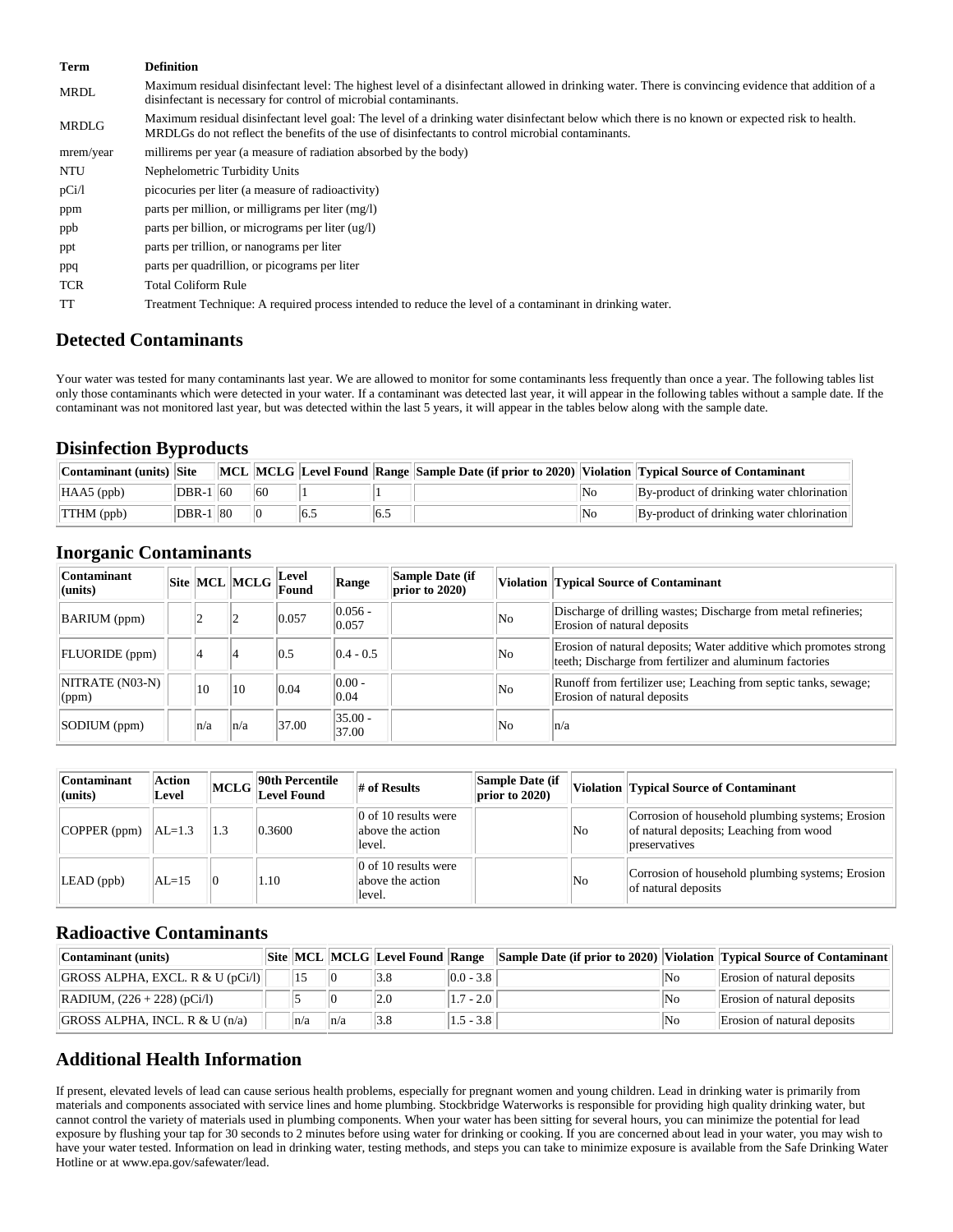| Term | Definition |
| --- | --- |
| MRDL | Maximum residual disinfectant level: The highest level of a disinfectant allowed in drinking water. There is convincing evidence that addition of a disinfectant is necessary for control of microbial contaminants. |
| MRDLG | Maximum residual disinfectant level goal: The level of a drinking water disinfectant below which there is no known or expected risk to health. MRDLGs do not reflect the benefits of the use of disinfectants to control microbial contaminants. |
| mrem/year | millirems per year (a measure of radiation absorbed by the body) |
| NTU | Nephelometric Turbidity Units |
| pCi/l | picocuries per liter (a measure of radioactivity) |
| ppm | parts per million, or milligrams per liter (mg/l) |
| ppb | parts per billion, or micrograms per liter (ug/l) |
| ppt | parts per trillion, or nanograms per liter |
| ppq | parts per quadrillion, or picograms per liter |
| TCR | Total Coliform Rule |
| TT | Treatment Technique: A required process intended to reduce the level of a contaminant in drinking water. |

## Detected Contaminants

Your water was tested for many contaminants last year. We are allowed to monitor for some contaminants less frequently than once a year. The following tables list only those contaminants which were detected in your water. If a contaminant was detected last year, it will appear in the following tables without a sample date. If the contaminant was not monitored last year, but was detected within the last 5 years, it will appear in the tables below along with the sample date.

## Disinfection Byproducts

| Contaminant (units) | Site | MCL | MCLG | Level Found | Range | Sample Date (if prior to 2020) | Violation | Typical Source of Contaminant |
| --- | --- | --- | --- | --- | --- | --- | --- | --- |
| HAA5 (ppb) | DBR-1 | 60 | 60 | 1 | 1 | | No | By-product of drinking water chlorination |
| TTHM (ppb) | DBR-1 | 80 | 0 | 6.5 | 6.5 | | No | By-product of drinking water chlorination |

## Inorganic Contaminants

| Contaminant (units) | Site | MCL | MCLG | Level Found | Range | Sample Date (if prior to 2020) | Violation | Typical Source of Contaminant |
| --- | --- | --- | --- | --- | --- | --- | --- | --- |
| BARIUM (ppm) | | 2 | 2 | 0.057 | 0.056 - 0.057 | | No | Discharge of drilling wastes; Discharge from metal refineries; Erosion of natural deposits |
| FLUORIDE (ppm) | | 4 | 4 | 0.5 | 0.4 - 0.5 | | No | Erosion of natural deposits; Water additive which promotes strong teeth; Discharge from fertilizer and aluminum factories |
| NITRATE (N03-N) (ppm) | | 10 | 10 | 0.04 | 0.00 - 0.04 | | No | Runoff from fertilizer use; Leaching from septic tanks, sewage; Erosion of natural deposits |
| SODIUM (ppm) | | n/a | n/a | 37.00 | 35.00 - 37.00 | | No | n/a |

| Contaminant (units) | Action Level | MCLG | 90th Percentile Level Found | # of Results | Sample Date (if prior to 2020) | Violation | Typical Source of Contaminant |
| --- | --- | --- | --- | --- | --- | --- | --- |
| COPPER (ppm) | AL=1.3 | 1.3 | 0.3600 | 0 of 10 results were above the action level. | | No | Corrosion of household plumbing systems; Erosion of natural deposits; Leaching from wood preservatives |
| LEAD (ppb) | AL=15 | 0 | 1.10 | 0 of 10 results were above the action level. | | No | Corrosion of household plumbing systems; Erosion of natural deposits |

## Radioactive Contaminants

| Contaminant (units) | Site | MCL | MCLG | Level Found | Range | Sample Date (if prior to 2020) | Violation | Typical Source of Contaminant |
| --- | --- | --- | --- | --- | --- | --- | --- | --- |
| GROSS ALPHA, EXCL. R & U (pCi/l) | | 15 | 0 | 3.8 | 0.0 - 3.8 | | No | Erosion of natural deposits |
| RADIUM, (226 + 228) (pCi/l) | | 5 | 0 | 2.0 | 1.7 - 2.0 | | No | Erosion of natural deposits |
| GROSS ALPHA, INCL. R & U (n/a) | | n/a | n/a | 3.8 | 1.5 - 3.8 | | No | Erosion of natural deposits |

## Additional Health Information

If present, elevated levels of lead can cause serious health problems, especially for pregnant women and young children. Lead in drinking water is primarily from materials and components associated with service lines and home plumbing. Stockbridge Waterworks is responsible for providing high quality drinking water, but cannot control the variety of materials used in plumbing components. When your water has been sitting for several hours, you can minimize the potential for lead exposure by flushing your tap for 30 seconds to 2 minutes before using water for drinking or cooking. If you are concerned about lead in your water, you may wish to have your water tested. Information on lead in drinking water, testing methods, and steps you can take to minimize exposure is available from the Safe Drinking Water Hotline or at www.epa.gov/safewater/lead.